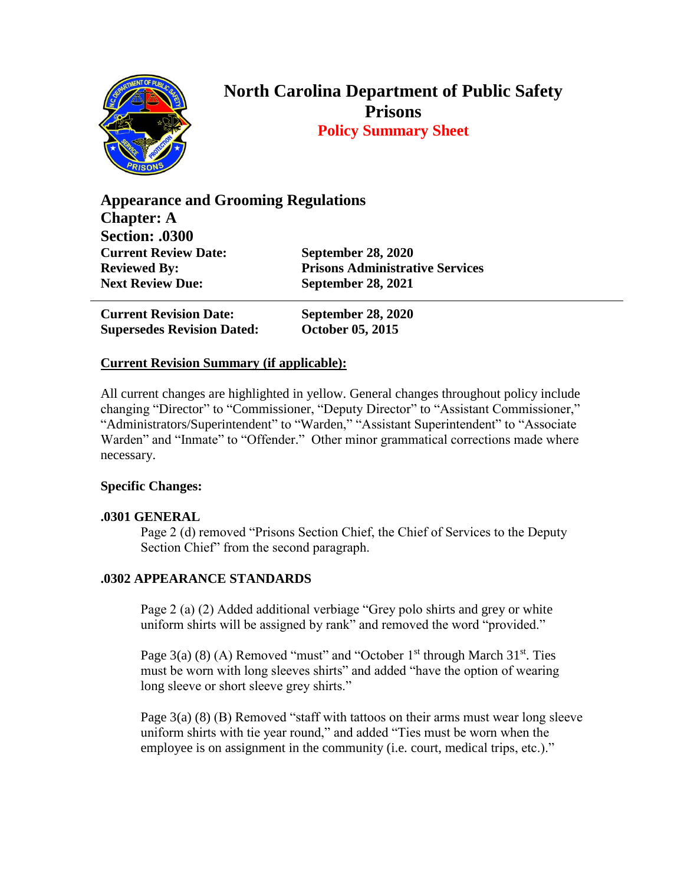# North Carolina Department of Public Safety
# Prisons
## Policy Summary Sheet

**Appearance and Grooming Regulations**
**Chapter: A**
**Section: .0300**

| | |
|---|---|
| **Current Review Date:** | **September 28, 2020** |
| **Reviewed By:** | **Prisons Administrative Services** |
| **Next Review Due:** | **September 28, 2021** |

---

| | |
|---|---|
| **Current Revision Date:** | **September 28, 2020** |
| **Supersedes Revision Dated:** | **October 05, 2015** |

**Current Revision Summary (if applicable):**

All current changes are highlighted in yellow. General changes throughout policy include changing "Director" to "Commissioner, "Deputy Director" to "Assistant Commissioner," "Administrators/Superintendent" to "Warden," "Assistant Superintendent" to "Associate Warden" and "Inmate" to "Offender." Other minor grammatical corrections made where necessary.

**Specific Changes:**

**.0301 GENERAL**

Page 2 (d) removed "Prisons Section Chief, the Chief of Services to the Deputy Section Chief" from the second paragraph.

**.0302 APPEARANCE STANDARDS**

Page 2 (a) (2) Added additional verbiage "Grey polo shirts and grey or white uniform shirts will be assigned by rank" and removed the word "provided."

Page 3(a) (8) (A) Removed "must" and "October 1st through March 31st. Ties must be worn with long sleeves shirts" and added "have the option of wearing long sleeve or short sleeve grey shirts."

Page 3(a) (8) (B) Removed "staff with tattoos on their arms must wear long sleeve uniform shirts with tie year round," and added "Ties must be worn when the employee is on assignment in the community (i.e. court, medical trips, etc.)."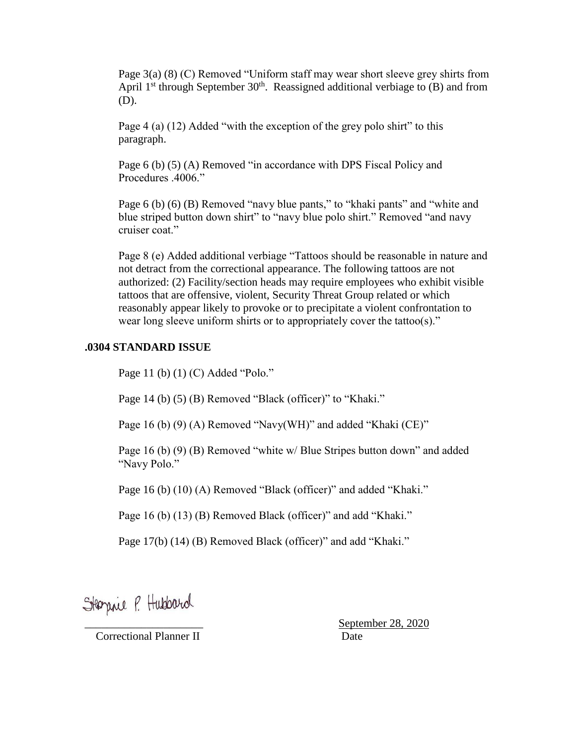Page 3(a) (8) (C) Removed "Uniform staff may wear short sleeve grey shirts from April 1st through September 30th. Reassigned additional verbiage to (B) and from (D).

Page 4 (a) (12) Added "with the exception of the grey polo shirt" to this paragraph.

Page 6 (b) (5) (A) Removed "in accordance with DPS Fiscal Policy and Procedures .4006."

Page 6 (b) (6) (B) Removed "navy blue pants," to "khaki pants" and "white and blue striped button down shirt" to "navy blue polo shirt." Removed "and navy cruiser coat."

Page 8 (e) Added additional verbiage "Tattoos should be reasonable in nature and not detract from the correctional appearance. The following tattoos are not authorized: (2) Facility/section heads may require employees who exhibit visible tattoos that are offensive, violent, Security Threat Group related or which reasonably appear likely to provoke or to precipitate a violent confrontation to wear long sleeve uniform shirts or to appropriately cover the tattoo(s)."

**.0304 STANDARD ISSUE**

Page 11 (b) (1) (C) Added "Polo."

Page 14 (b) (5) (B) Removed "Black (officer)" to "Khaki."

Page 16 (b) (9) (A) Removed "Navy(WH)" and added "Khaki (CE)"

Page 16 (b) (9) (B) Removed "white w/ Blue Stripes button down" and added "Navy Polo."

Page 16 (b) (10) (A) Removed "Black (officer)" and added "Khaki."

Page 16 (b) (13) (B) Removed Black (officer)" and add "Khaki."

Page 17(b) (14) (B) Removed Black (officer)" and add "Khaki."

Stephanie P. Hubbard

Correctional Planner II

September 28, 2020

Date